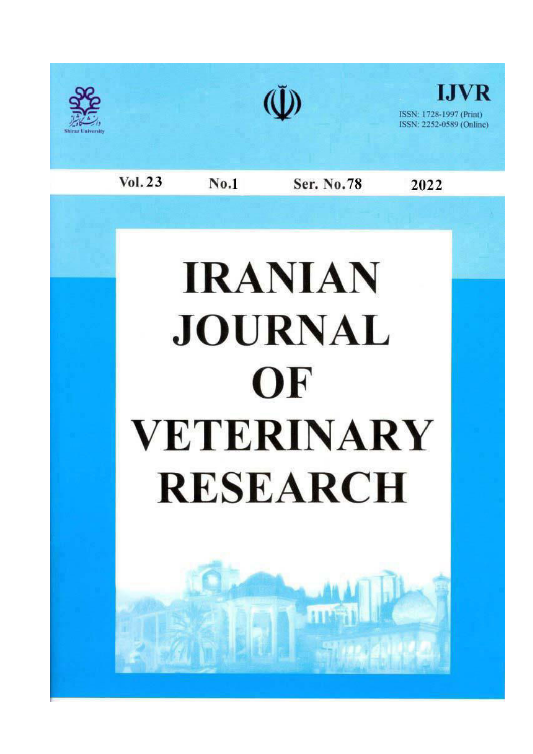Shiraz University

**IJVR**

ISSN: 1728-1997 (Print)
ISSN: 2252-0589 (Online)

**Vol. 23** **No.1** **Ser. No.78** **2022**

# IRANIAN JOURNAL OF VETERINARY RESEARCH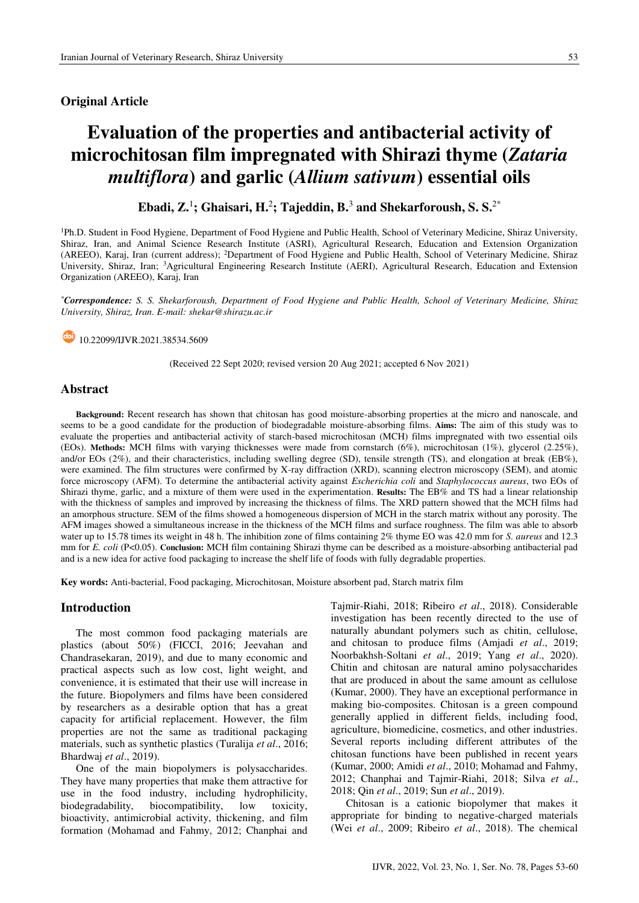## Original Article

# Evaluation of the properties and antibacterial activity of microchitosan film impregnated with Shirazi thyme (*Zataria multiflora*) and garlic (*Allium sativum*) essential oils

**Ebadi, Z.**[1]**; Ghaisari, H.**[2]**; Tajeddin, B.**[3] **and Shekarforoush, S. S.**[2*]

[1]Ph.D. Student in Food Hygiene, Department of Food Hygiene and Public Health, School of Veterinary Medicine, Shiraz University, Shiraz, Iran, and Animal Science Research Institute (ASRI), Agricultural Research, Education and Extension Organization (AREEO), Karaj, Iran (current address); [2]Department of Food Hygiene and Public Health, School of Veterinary Medicine, Shiraz University, Shiraz, Iran; [3]Agricultural Engineering Research Institute (AERI), Agricultural Research, Education and Extension Organization (AREEO), Karaj, Iran

[*]***Correspondence:*** *S. S. Shekarforoush, Department of Food Hygiene and Public Health, School of Veterinary Medicine, Shiraz University, Shiraz, Iran. E-mail: shekar@shirazu.ac.ir*

10.22099/IJVR.2021.38534.5609

(Received 22 Sept 2020; revised version 20 Aug 2021; accepted 6 Nov 2021)

## Abstract

**Background:** Recent research has shown that chitosan has good moisture-absorbing properties at the micro and nanoscale, and seems to be a good candidate for the production of biodegradable moisture-absorbing films. **Aims:** The aim of this study was to evaluate the properties and antibacterial activity of starch-based microchitosan (MCH) films impregnated with two essential oils (EOs). **Methods:** MCH films with varying thicknesses were made from cornstarch (6%), microchitosan (1%), glycerol (2.25%), and/or EOs (2%), and their characteristics, including swelling degree (SD), tensile strength (TS), and elongation at break (EB%), were examined. The film structures were confirmed by X-ray diffraction (XRD), scanning electron microscopy (SEM), and atomic force microscopy (AFM). To determine the antibacterial activity against *Escherichia coli* and *Staphylococcus aureus*, two EOs of Shirazi thyme, garlic, and a mixture of them were used in the experimentation. **Results:** The EB% and TS had a linear relationship with the thickness of samples and improved by increasing the thickness of films. The XRD pattern showed that the MCH films had an amorphous structure. SEM of the films showed a homogeneous dispersion of MCH in the starch matrix without any porosity. The AFM images showed a simultaneous increase in the thickness of the MCH films and surface roughness. The film was able to absorb water up to 15.78 times its weight in 48 h. The inhibition zone of films containing 2% thyme EO was 42.0 mm for *S. aureus* and 12.3 mm for *E. coli* ($P<0.05$). **Conclusion:** MCH film containing Shirazi thyme can be described as a moisture-absorbing antibacterial pad and is a new idea for active food packaging to increase the shelf life of foods with fully degradable properties.

**Key words:** Anti-bacterial, Food packaging, Microchitosan, Moisture absorbent pad, Starch matrix film

## Introduction

The most common food packaging materials are plastics (about 50%) (FICCI, 2016; Jeevahan and Chandrasekaran, 2019), and due to many economic and practical aspects such as low cost, light weight, and convenience, it is estimated that their use will increase in the future. Biopolymers and films have been considered by researchers as a desirable option that has a great capacity for artificial replacement. However, the film properties are not the same as traditional packaging materials, such as synthetic plastics (Turalija *et al*., 2016; Bhardwaj *et al*., 2019).

One of the main biopolymers is polysaccharides. They have many properties that make them attractive for use in the food industry, including hydrophilicity, biodegradability, biocompatibility, low toxicity, bioactivity, antimicrobial activity, thickening, and film formation (Mohamad and Fahmy, 2012; Chanphai and Tajmir-Riahi, 2018; Ribeiro *et al*., 2018). Considerable investigation has been recently directed to the use of naturally abundant polymers such as chitin, cellulose, and chitosan to produce films (Amjadi *et al*., 2019; Noorbakhsh-Soltani *et al*., 2019; Yang *et al*., 2020). Chitin and chitosan are natural amino polysaccharides that are produced in about the same amount as cellulose (Kumar, 2000). They have an exceptional performance in making bio-composites. Chitosan is a green compound generally applied in different fields, including food, agriculture, biomedicine, cosmetics, and other industries. Several reports including different attributes of the chitosan functions have been published in recent years (Kumar, 2000; Amidi *et al*., 2010; Mohamad and Fahmy, 2012; Chanphai and Tajmir-Riahi, 2018; Silva *et al*., 2018; Qin *et al*., 2019; Sun *et al*., 2019).

Chitosan is a cationic biopolymer that makes it appropriate for binding to negative-charged materials (Wei *et al*., 2009; Ribeiro *et al*., 2018). The chemical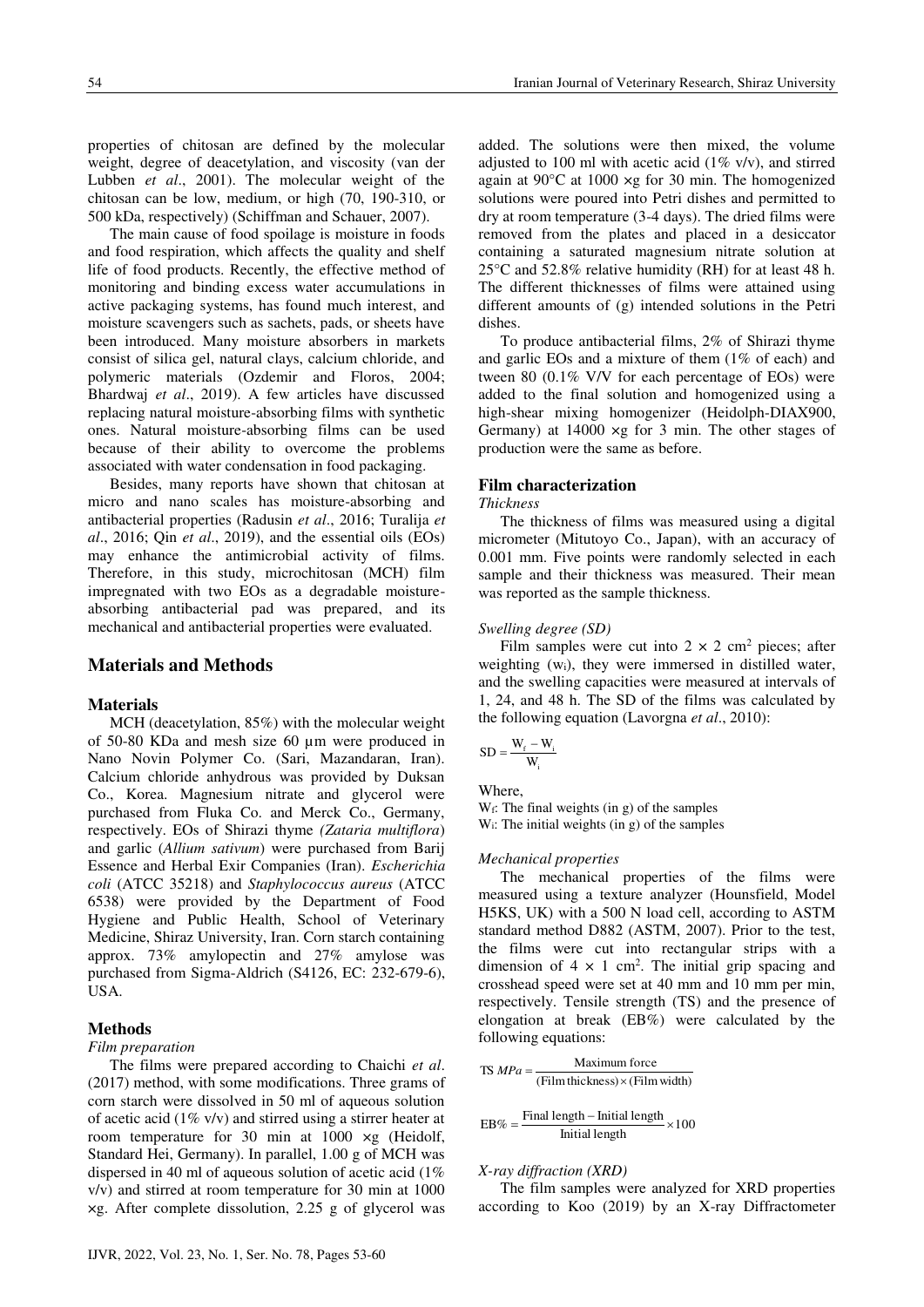properties of chitosan are defined by the molecular weight, degree of deacetylation, and viscosity (van der Lubben *et al*., 2001). The molecular weight of the chitosan can be low, medium, or high (70, 190-310, or 500 kDa, respectively) (Schiffman and Schauer, 2007).

The main cause of food spoilage is moisture in foods and food respiration, which affects the quality and shelf life of food products. Recently, the effective method of monitoring and binding excess water accumulations in active packaging systems, has found much interest, and moisture scavengers such as sachets, pads, or sheets have been introduced. Many moisture absorbers in markets consist of silica gel, natural clays, calcium chloride, and polymeric materials (Ozdemir and Floros, 2004; Bhardwaj *et al*., 2019). A few articles have discussed replacing natural moisture-absorbing films with synthetic ones. Natural moisture-absorbing films can be used because of their ability to overcome the problems associated with water condensation in food packaging.

Besides, many reports have shown that chitosan at micro and nano scales has moisture-absorbing and antibacterial properties (Radusin *et al*., 2016; Turalija *et al*., 2016; Qin *et al*., 2019), and the essential oils (EOs) may enhance the antimicrobial activity of films. Therefore, in this study, microchitosan (MCH) film impregnated with two EOs as a degradable moisture-absorbing antibacterial pad was prepared, and its mechanical and antibacterial properties were evaluated.

## Materials and Methods

### Materials

MCH (deacetylation, 85%) with the molecular weight of 50-80 KDa and mesh size 60 µm were produced in Nano Novin Polymer Co. (Sari, Mazandaran, Iran). Calcium chloride anhydrous was provided by Duksan Co., Korea. Magnesium nitrate and glycerol were purchased from Fluka Co. and Merck Co., Germany, respectively. EOs of Shirazi thyme *(Zataria multiflora)* and garlic (*Allium sativum*) were purchased from Barij Essence and Herbal Exir Companies (Iran). *Escherichia coli* (ATCC 35218) and *Staphylococcus aureus* (ATCC 6538) were provided by the Department of Food Hygiene and Public Health, School of Veterinary Medicine, Shiraz University, Iran. Corn starch containing approx. 73% amylopectin and 27% amylose was purchased from Sigma-Aldrich (S4126, EC: 232-679-6), USA.

### Methods

*Film preparation*

The films were prepared according to Chaichi *et al*. (2017) method, with some modifications. Three grams of corn starch were dissolved in 50 ml of aqueous solution of acetic acid (1% v/v) and stirred using a stirrer heater at room temperature for 30 min at 1000 ×g (Heidolf, Standard Hei, Germany). In parallel, 1.00 g of MCH was dispersed in 40 ml of aqueous solution of acetic acid (1% v/v) and stirred at room temperature for 30 min at 1000 ×g. After complete dissolution, 2.25 g of glycerol was added. The solutions were then mixed, the volume adjusted to 100 ml with acetic acid (1% v/v), and stirred again at 90°C at 1000 ×g for 30 min. The homogenized solutions were poured into Petri dishes and permitted to dry at room temperature (3-4 days). The dried films were removed from the plates and placed in a desiccator containing a saturated magnesium nitrate solution at 25°C and 52.8% relative humidity (RH) for at least 48 h. The different thicknesses of films were attained using different amounts of (g) intended solutions in the Petri dishes.

To produce antibacterial films, 2% of Shirazi thyme and garlic EOs and a mixture of them (1% of each) and tween 80 (0.1% V/V for each percentage of EOs) were added to the final solution and homogenized using a high-shear mixing homogenizer (Heidolph-DIAX900, Germany) at 14000 ×g for 3 min. The other stages of production were the same as before.

### Film characterization

*Thickness*

The thickness of films was measured using a digital micrometer (Mitutoyo Co., Japan), with an accuracy of 0.001 mm. Five points were randomly selected in each sample and their thickness was measured. Their mean was reported as the sample thickness.

*Swelling degree (SD)*

Film samples were cut into 2 × 2 cm$^2$ pieces; after weighting ($w_i$), they were immersed in distilled water, and the swelling capacities were measured at intervals of 1, 24, and 48 h. The SD of the films was calculated by the following equation (Lavorgna *et al*., 2010):

$$SD = \frac{W_f - W_i}{W_i}$$

Where,

$W_f$: The final weights (in g) of the samples

$W_i$: The initial weights (in g) of the samples

*Mechanical properties*

The mechanical properties of the films were measured using a texture analyzer (Hounsfield, Model H5KS, UK) with a 500 N load cell, according to ASTM standard method D882 (ASTM, 2007). Prior to the test, the films were cut into rectangular strips with a dimension of 4 × 1 cm$^2$. The initial grip spacing and crosshead speed were set at 40 mm and 10 mm per min, respectively. Tensile strength (TS) and the presence of elongation at break (EB%) were calculated by the following equations:

$$\text{TS } MPa = \frac{\text{Maximum force}}{(\text{Film thickness}) \times (\text{Film width})}$$

$$\text{EB\%} = \frac{\text{Final length} - \text{Initial length}}{\text{Initial length}} \times 100$$

*X-ray diffraction (XRD)*

The film samples were analyzed for XRD properties according to Koo (2019) by an X-ray Diffractometer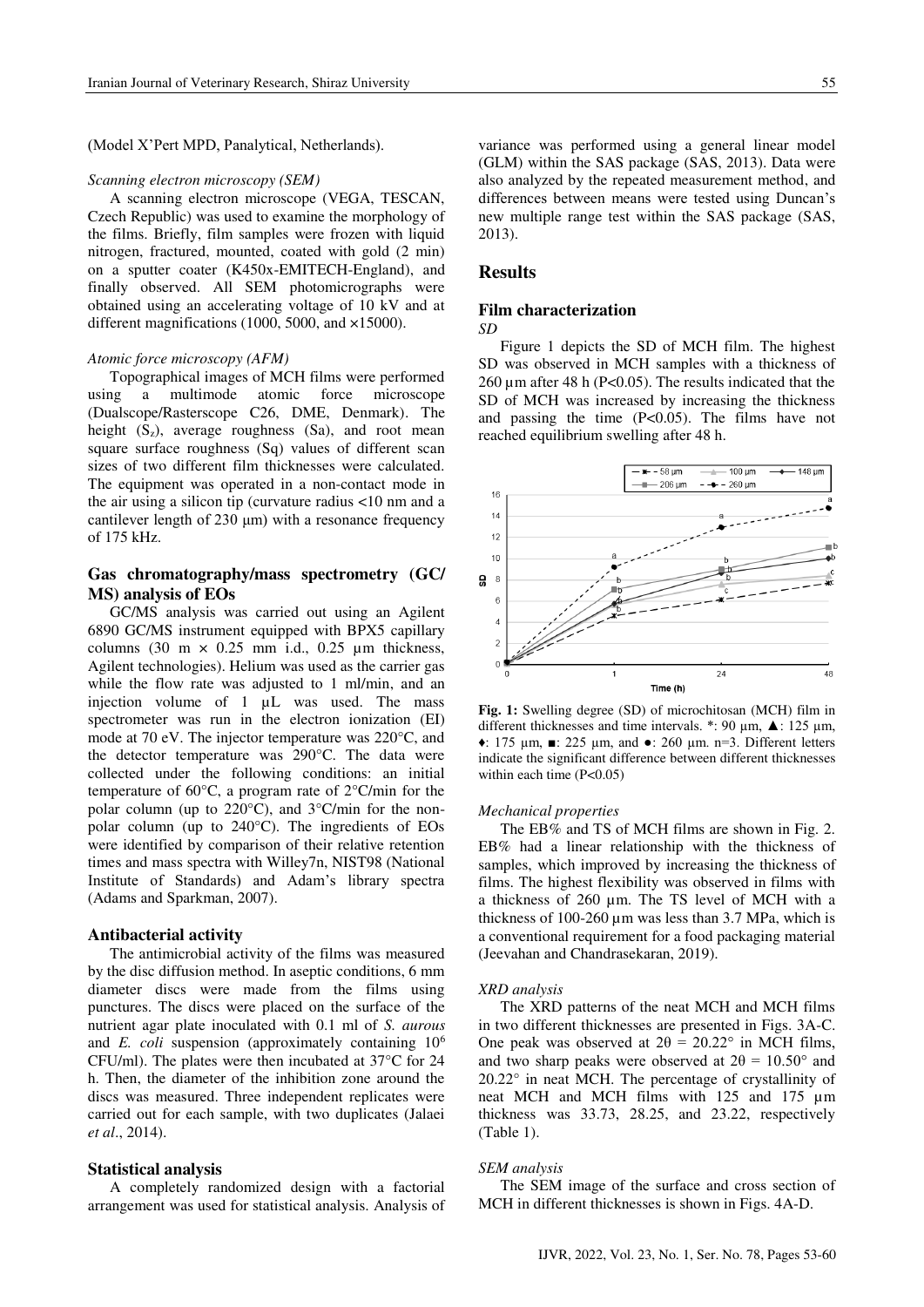(Model X'Pert MPD, Panalytical, Netherlands).

*Scanning electron microscopy (SEM)*

A scanning electron microscope (VEGA, TESCAN, Czech Republic) was used to examine the morphology of the films. Briefly, film samples were frozen with liquid nitrogen, fractured, mounted, coated with gold (2 min) on a sputter coater (K450x-EMITECH-England), and finally observed. All SEM photomicrographs were obtained using an accelerating voltage of 10 kV and at different magnifications (1000, 5000, and ×15000).

*Atomic force microscopy (AFM)*

Topographical images of MCH films were performed using a multimode atomic force microscope (Dualscope/Rasterscope C26, DME, Denmark). The height ($S_z$), average roughness (Sa), and root mean square surface roughness (Sq) values of different scan sizes of two different film thicknesses were calculated. The equipment was operated in a non-contact mode in the air using a silicon tip (curvature radius <10 nm and a cantilever length of 230 µm) with a resonance frequency of 175 kHz.

## Gas chromatography/mass spectrometry (GC/MS) analysis of EOs

GC/MS analysis was carried out using an Agilent 6890 GC/MS instrument equipped with BPX5 capillary columns (30 m × 0.25 mm i.d., 0.25 µm thickness, Agilent technologies). Helium was used as the carrier gas while the flow rate was adjusted to 1 ml/min, and an injection volume of 1 µL was used. The mass spectrometer was run in the electron ionization (EI) mode at 70 eV. The injector temperature was 220°C, and the detector temperature was 290°C. The data were collected under the following conditions: an initial temperature of 60°C, a program rate of 2°C/min for the polar column (up to 220°C), and 3°C/min for the non-polar column (up to 240°C). The ingredients of EOs were identified by comparison of their relative retention times and mass spectra with Willey7n, NIST98 (National Institute of Standards) and Adam's library spectra (Adams and Sparkman, 2007).

## Antibacterial activity

The antimicrobial activity of the films was measured by the disc diffusion method. In aseptic conditions, 6 mm diameter discs were made from the films using punctures. The discs were placed on the surface of the nutrient agar plate inoculated with 0.1 ml of *S. aurous* and *E. coli* suspension (approximately containing $10^6$ CFU/ml). The plates were then incubated at 37°C for 24 h. Then, the diameter of the inhibition zone around the discs was measured. Three independent replicates were carried out for each sample, with two duplicates (Jalaei *et al*., 2014).

## Statistical analysis

A completely randomized design with a factorial arrangement was used for statistical analysis. Analysis of variance was performed using a general linear model (GLM) within the SAS package (SAS, 2013). Data were also analyzed by the repeated measurement method, and differences between means were tested using Duncan's new multiple range test within the SAS package (SAS, 2013).

# Results

## Film characterization

*SD*

Figure 1 depicts the SD of MCH film. The highest SD was observed in MCH samples with a thickness of 260 µm after 48 h ($P<0.05$). The results indicated that the SD of MCH was increased by increasing the thickness and passing the time ($P<0.05$). The films have not reached equilibrium swelling after 48 h.

**Fig. 1:** Swelling degree (SD) of microchitosan (MCH) film in different thicknesses and time intervals. *: 90 µm, ▲: 125 µm, ♦: 175 µm, ■: 225 µm, and ●: 260 µm. n=3. Different letters indicate the significant difference between different thicknesses within each time ($P<0.05$)

*Mechanical properties*

The EB% and TS of MCH films are shown in Fig. 2. EB% had a linear relationship with the thickness of samples, which improved by increasing the thickness of films. The highest flexibility was observed in films with a thickness of 260 µm. The TS level of MCH with a thickness of 100-260 µm was less than 3.7 MPa, which is a conventional requirement for a food packaging material (Jeevahan and Chandrasekaran, 2019).

*XRD analysis*

The XRD patterns of the neat MCH and MCH films in two different thicknesses are presented in Figs. 3A-C. One peak was observed at $2\theta = 20.22°$ in MCH films, and two sharp peaks were observed at $2\theta = 10.50°$ and $20.22°$ in neat MCH. The percentage of crystallinity of neat MCH and MCH films with 125 and 175 µm thickness was 33.73, 28.25, and 23.22, respectively (Table 1).

*SEM analysis*

The SEM image of the surface and cross section of MCH in different thicknesses is shown in Figs. 4A-D.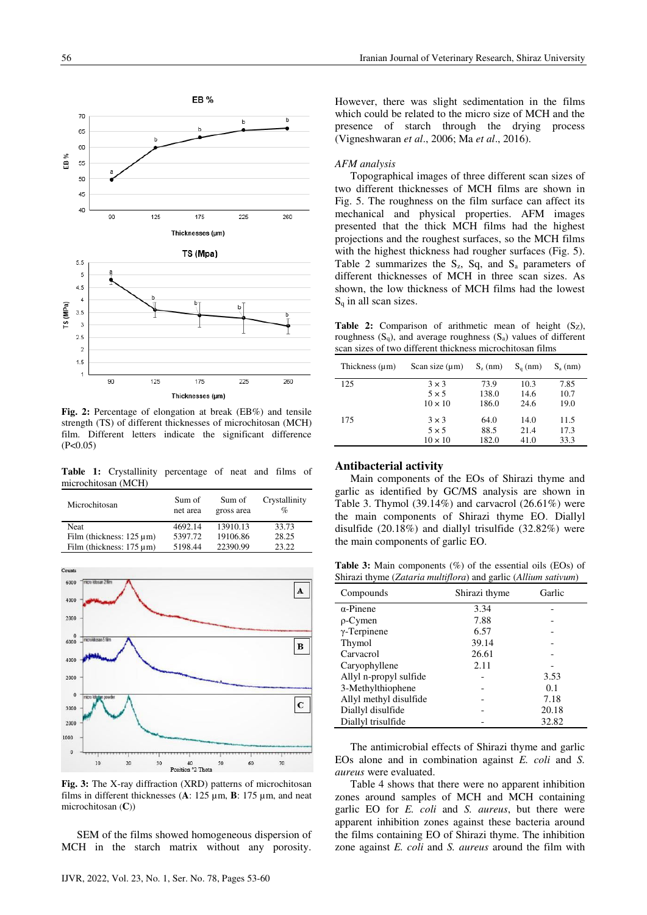Fig. 2: Percentage of elongation at break (EB%) and tensile strength (TS) of different thicknesses of microchitosan (MCH) film. Different letters indicate the significant difference (P<0.05)

**Table 1:** Crystallinity percentage of neat and films of microchitosan (MCH)

| Microchitosan | Sum of net area | Sum of gross area | Crystallinity % |
|---|---|---|---|
| Neat | 4692.14 | 13910.13 | 33.73 |
| Film (thickness: 125 µm) | 5397.72 | 19106.86 | 28.25 |
| Film (thickness: 175 µm) | 5198.44 | 22390.99 | 23.22 |

**Fig. 3:** The X-ray diffraction (XRD) patterns of microchitosan films in different thicknesses (**A**: 125 µm, **B**: 175 µm, and neat microchitosan (**C**))

SEM of the films showed homogeneous dispersion of MCH in the starch matrix without any porosity. However, there was slight sedimentation in the films which could be related to the micro size of MCH and the presence of starch through the drying process (Vigneshwaran *et al*., 2006; Ma *et al*., 2016).

*AFM analysis*

Topographical images of three different scan sizes of two different thicknesses of MCH films are shown in Fig. 5. The roughness on the film surface can affect its mechanical and physical properties. AFM images presented that the thick MCH films had the highest projections and the roughest surfaces, so the MCH films with the highest thickness had rougher surfaces (Fig. 5). Table 2 summarizes the $S_z$, Sq, and $S_a$ parameters of different thicknesses of MCH in three scan sizes. As shown, the low thickness of MCH films had the lowest $S_q$ in all scan sizes.

**Table 2:** Comparison of arithmetic mean of height (Sz), roughness ($S_q$), and average roughness ($S_a$) values of different scan sizes of two different thickness microchitosan films

| Thickness (µm) | Scan size (µm) | $S_z$ (nm) | $S_q$ (nm) | $S_a$ (nm) |
|---|---|---|---|---|
| 125 | 3 × 3 | 73.9 | 10.3 | 7.85 |
| | 5 × 5 | 138.0 | 14.6 | 10.7 |
| | 10 × 10 | 186.0 | 24.6 | 19.0 |
| 175 | 3 × 3 | 64.0 | 14.0 | 11.5 |
| | 5 × 5 | 88.5 | 21.4 | 17.3 |
| | 10 × 10 | 182.0 | 41.0 | 33.3 |

## Antibacterial activity

Main components of the EOs of Shirazi thyme and garlic as identified by GC/MS analysis are shown in Table 3. Thymol (39.14%) and carvacrol (26.61%) were the main components of Shirazi thyme EO. Diallyl disulfide (20.18%) and diallyl trisulfide (32.82%) were the main components of garlic EO.

**Table 3:** Main components (%) of the essential oils (EOs) of Shirazi thyme (*Zataria multiflora*) and garlic (*Allium sativum*)

| Compounds | Shirazi thyme | Garlic |
|---|---|---|
| α-Pinene | 3.34 | - |
| ρ-Cymen | 7.88 | - |
| γ-Terpinene | 6.57 | - |
| Thymol | 39.14 | - |
| Carvacrol | 26.61 | - |
| Caryophyllene | 2.11 | - |
| Allyl n-propyl sulfide | - | 3.53 |
| 3-Methylthiophene | - | 0.1 |
| Allyl methyl disulfide | - | 7.18 |
| Diallyl disulfide | - | 20.18 |
| Diallyl trisulfide | - | 32.82 |

The antimicrobial effects of Shirazi thyme and garlic EOs alone and in combination against *E. coli* and *S. aureus* were evaluated.

Table 4 shows that there were no apparent inhibition zones around samples of MCH and MCH containing garlic EO for *E. coli* and *S. aureus*, but there were apparent inhibition zones against these bacteria around the films containing EO of Shirazi thyme. The inhibition zone against *E. coli* and *S. aureus* around the film with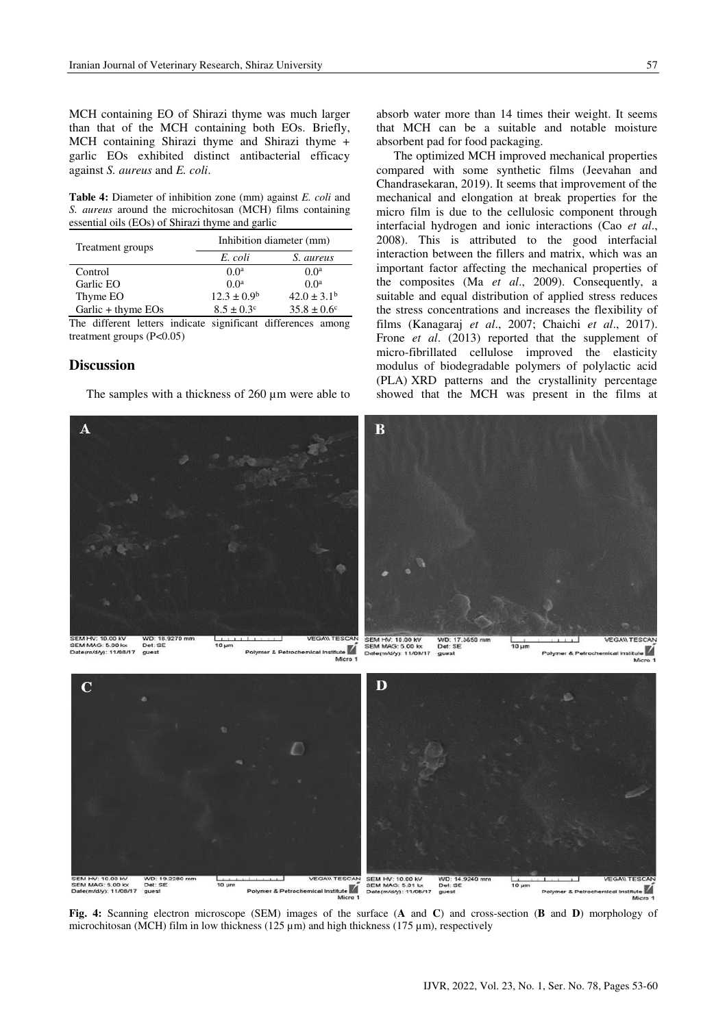MCH containing EO of Shirazi thyme was much larger than that of the MCH containing both EOs. Briefly, MCH containing Shirazi thyme and Shirazi thyme + garlic EOs exhibited distinct antibacterial efficacy against *S. aureus* and *E. coli*.

**Table 4:** Diameter of inhibition zone (mm) against *E. coli* and *S. aureus* around the microchitosan (MCH) films containing essential oils (EOs) of Shirazi thyme and garlic

| Treatment groups | Inhibition diameter (mm) | |
|---|---|---|
| | *E. coli* | *S. aureus* |
| Control | $0.0^{a}$ | $0.0^{a}$ |
| Garlic EO | $0.0^{a}$ | $0.0^{a}$ |
| Thyme EO | $12.3 \pm 0.9^{b}$ | $42.0 \pm 3.1^{b}$ |
| Garlic + thyme EOs | $8.5 \pm 0.3^{c}$ | $35.8 \pm 0.6^{c}$ |

The different letters indicate significant differences among treatment groups (P<0.05)

## Discussion

The samples with a thickness of 260 µm were able to absorb water more than 14 times their weight. It seems that MCH can be a suitable and notable moisture absorbent pad for food packaging.

The optimized MCH improved mechanical properties compared with some synthetic films (Jeevahan and Chandrasekaran, 2019). It seems that improvement of the mechanical and elongation at break properties for the micro film is due to the cellulosic component through interfacial hydrogen and ionic interactions (Cao *et al*., 2008). This is attributed to the good interfacial interaction between the fillers and matrix, which was an important factor affecting the mechanical properties of the composites (Ma *et al*., 2009). Consequently, a suitable and equal distribution of applied stress reduces the stress concentrations and increases the flexibility of films (Kanagaraj *et al*., 2007; Chaichi *et al*., 2017). Frone *et al*. (2013) reported that the supplement of micro-fibrillated cellulose improved the elasticity modulus of biodegradable polymers of polylactic acid (PLA) XRD patterns and the crystallinity percentage showed that the MCH was present in the films at

**Fig. 4:** Scanning electron microscope (SEM) images of the surface (**A** and **C**) and cross-section (**B** and **D**) morphology of microchitosan (MCH) film in low thickness (125 µm) and high thickness (175 µm), respectively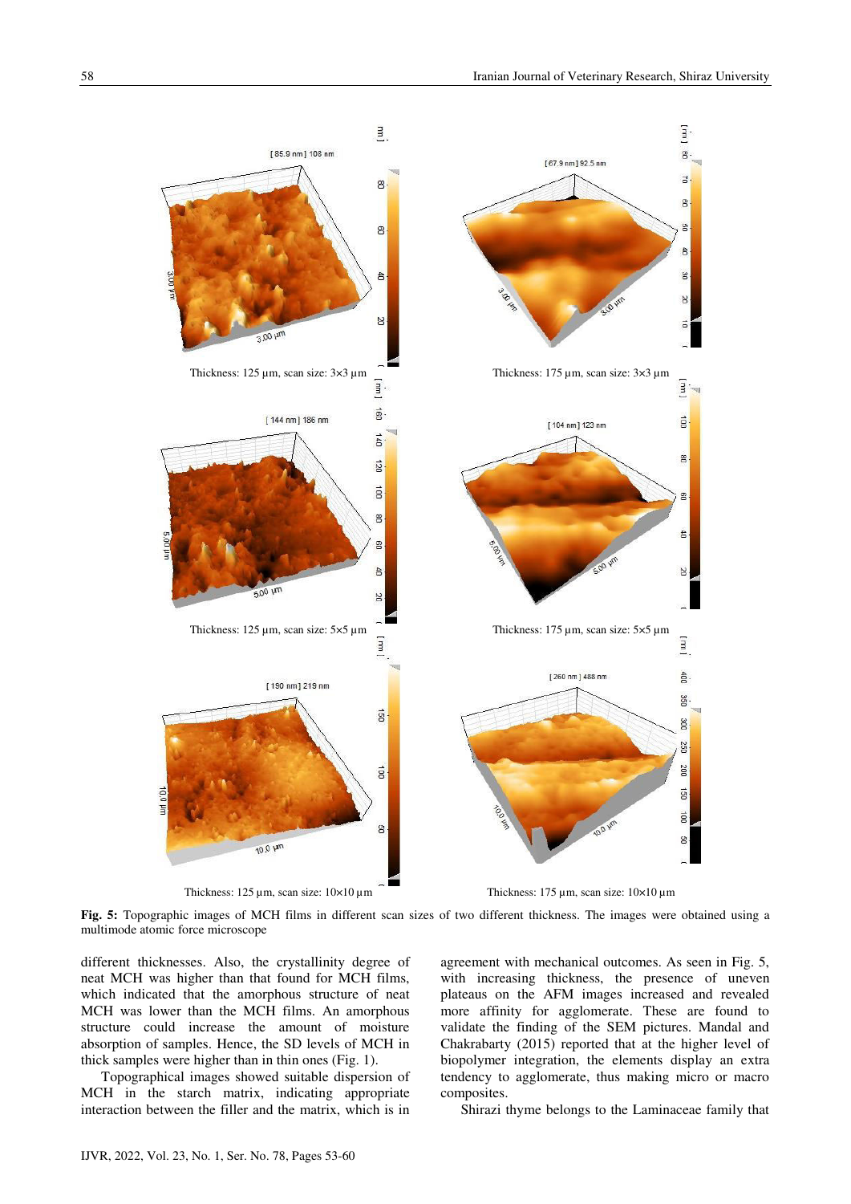Thickness: 125 µm, scan size: 3×3 µm

Thickness: 175 µm, scan size: 3×3 µm

Thickness: 125 µm, scan size: 5×5 µm

Thickness: 175 µm, scan size: 5×5 µm

Thickness: 125 µm, scan size: 10×10 µm

Thickness: 175 µm, scan size: 10×10 µm

**Fig. 5:** Topographic images of MCH films in different scan sizes of two different thickness. The images were obtained using a multimode atomic force microscope

different thicknesses. Also, the crystallinity degree of neat MCH was higher than that found for MCH films, which indicated that the amorphous structure of neat MCH was lower than the MCH films. An amorphous structure could increase the amount of moisture absorption of samples. Hence, the SD levels of MCH in thick samples were higher than in thin ones (Fig. 1).

Topographical images showed suitable dispersion of MCH in the starch matrix, indicating appropriate interaction between the filler and the matrix, which is in agreement with mechanical outcomes. As seen in Fig. 5, with increasing thickness, the presence of uneven plateaus on the AFM images increased and revealed more affinity for agglomerate. These are found to validate the finding of the SEM pictures. Mandal and Chakrabarty (2015) reported that at the higher level of biopolymer integration, the elements display an extra tendency to agglomerate, thus making micro or macro composites.

Shirazi thyme belongs to the Laminaceae family that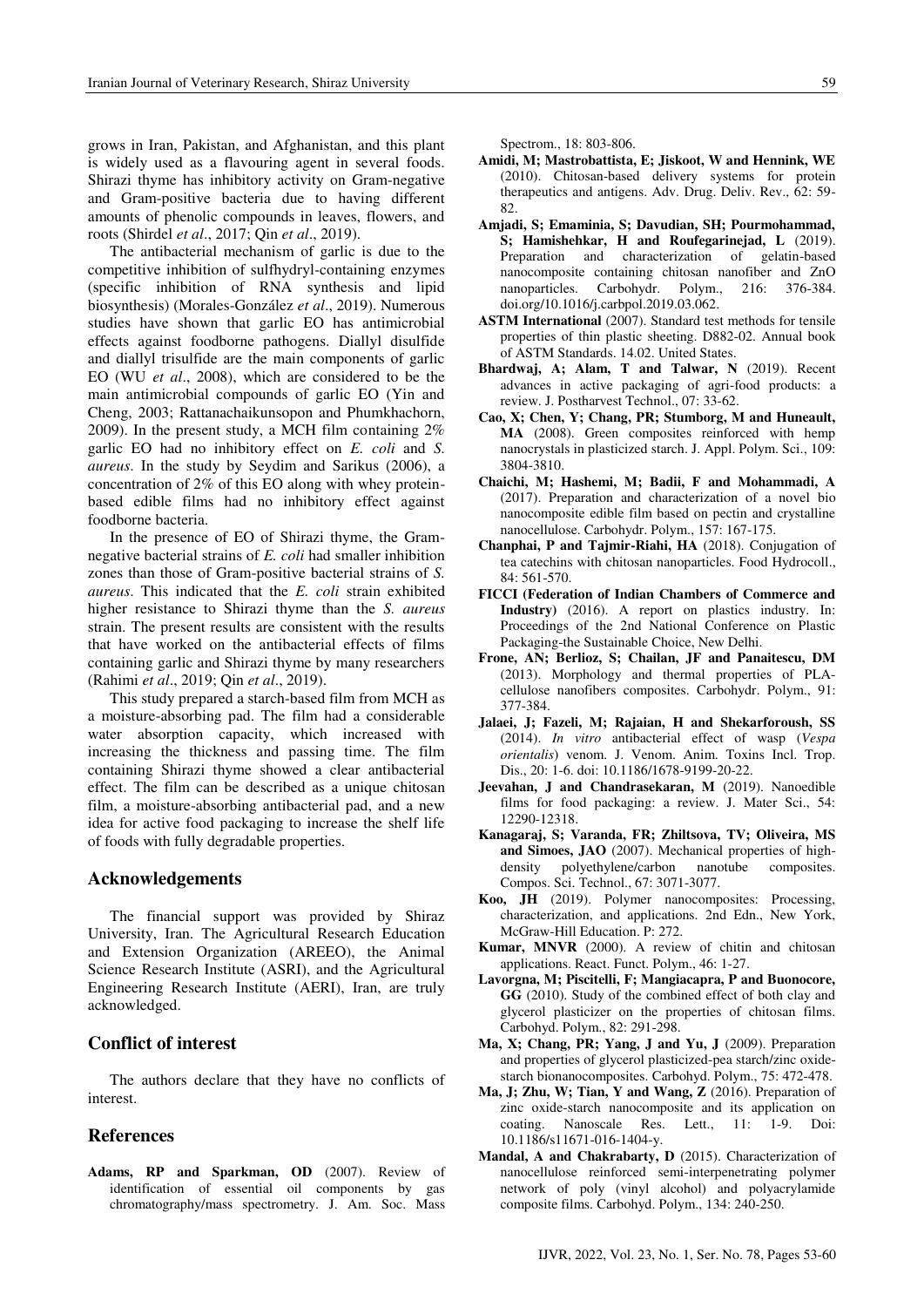grows in Iran, Pakistan, and Afghanistan, and this plant is widely used as a flavouring agent in several foods. Shirazi thyme has inhibitory activity on Gram-negative and Gram-positive bacteria due to having different amounts of phenolic compounds in leaves, flowers, and roots (Shirdel *et al*., 2017; Qin *et al*., 2019).

The antibacterial mechanism of garlic is due to the competitive inhibition of sulfhydryl-containing enzymes (specific inhibition of RNA synthesis and lipid biosynthesis) (Morales-González *et al*., 2019). Numerous studies have shown that garlic EO has antimicrobial effects against foodborne pathogens. Diallyl disulfide and diallyl trisulfide are the main components of garlic EO (WU *et al*., 2008), which are considered to be the main antimicrobial compounds of garlic EO (Yin and Cheng, 2003; Rattanachaikunsopon and Phumkhachorn, 2009). In the present study, a MCH film containing 2% garlic EO had no inhibitory effect on *E. coli* and *S. aureus*. In the study by Seydim and Sarikus (2006), a concentration of 2% of this EO along with whey protein-based edible films had no inhibitory effect against foodborne bacteria.

In the presence of EO of Shirazi thyme, the Gram-negative bacterial strains of *E. coli* had smaller inhibition zones than those of Gram-positive bacterial strains of *S. aureus*. This indicated that the *E. coli* strain exhibited higher resistance to Shirazi thyme than the *S. aureus* strain. The present results are consistent with the results that have worked on the antibacterial effects of films containing garlic and Shirazi thyme by many researchers (Rahimi *et al*., 2019; Qin *et al*., 2019).

This study prepared a starch-based film from MCH as a moisture-absorbing pad. The film had a considerable water absorption capacity, which increased with increasing the thickness and passing time. The film containing Shirazi thyme showed a clear antibacterial effect. The film can be described as a unique chitosan film, a moisture-absorbing antibacterial pad, and a new idea for active food packaging to increase the shelf life of foods with fully degradable properties.

## Acknowledgements

The financial support was provided by Shiraz University, Iran. The Agricultural Research Education and Extension Organization (AREEO), the Animal Science Research Institute (ASRI), and the Agricultural Engineering Research Institute (AERI), Iran, are truly acknowledged.

## Conflict of interest

The authors declare that they have no conflicts of interest.

## References

**Adams, RP and Sparkman, OD** (2007). Review of identification of essential oil components by gas chromatography/mass spectrometry. J. Am. Soc. Mass Spectrom., 18: 803-806.

**Amidi, M; Mastrobattista, E; Jiskoot, W and Hennink, WE** (2010). Chitosan-based delivery systems for protein therapeutics and antigens. Adv. Drug. Deliv. Rev., 62: 59-82.

**Amjadi, S; Emaminia, S; Davudian, SH; Pourmohammad, S; Hamishehkar, H and Roufegarinejad, L** (2019). Preparation and characterization of gelatin-based nanocomposite containing chitosan nanofiber and ZnO nanoparticles. Carbohydr. Polym., 216: 376-384. doi.org/10.1016/j.carbpol.2019.03.062.

**ASTM International** (2007). Standard test methods for tensile properties of thin plastic sheeting. D882-02. Annual book of ASTM Standards. 14.02. United States.

**Bhardwaj, A; Alam, T and Talwar, N** (2019). Recent advances in active packaging of agri-food products: a review. J. Postharvest Technol., 07: 33-62.

**Cao, X; Chen, Y; Chang, PR; Stumborg, M and Huneault, MA** (2008). Green composites reinforced with hemp nanocrystals in plasticized starch. J. Appl. Polym. Sci., 109: 3804-3810.

**Chaichi, M; Hashemi, M; Badii, F and Mohammadi, A** (2017). Preparation and characterization of a novel bio nanocomposite edible film based on pectin and crystalline nanocellulose. Carbohydr. Polym., 157: 167-175.

**Chanphai, P and Tajmir-Riahi, HA** (2018). Conjugation of tea catechins with chitosan nanoparticles. Food Hydrocoll., 84: 561-570.

**FICCI (Federation of Indian Chambers of Commerce and Industry)** (2016). A report on plastics industry. In: Proceedings of the 2nd National Conference on Plastic Packaging-the Sustainable Choice, New Delhi.

**Frone, AN; Berlioz, S; Chailan, JF and Panaitescu, DM** (2013). Morphology and thermal properties of PLA-cellulose nanofibers composites. Carbohydr. Polym., 91: 377-384.

**Jalaei, J; Fazeli, M; Rajaian, H and Shekarforoush, SS** (2014). *In vitro* antibacterial effect of wasp (*Vespa orientalis*) venom. J. Venom. Anim. Toxins Incl. Trop. Dis., 20: 1-6. doi: 10.1186/1678-9199-20-22.

**Jeevahan, J and Chandrasekaran, M** (2019). Nanoedible films for food packaging: a review. J. Mater Sci., 54: 12290-12318.

**Kanagaraj, S; Varanda, FR; Zhiltsova, TV; Oliveira, MS and Simoes, JAO** (2007). Mechanical properties of high-density polyethylene/carbon nanotube composites. Compos. Sci. Technol., 67: 3071-3077.

**Koo, JH** (2019). Polymer nanocomposites: Processing, characterization, and applications. 2nd Edn., New York, McGraw-Hill Education. P: 272.

**Kumar, MNVR** (2000). A review of chitin and chitosan applications. React. Funct. Polym., 46: 1-27.

**Lavorgna, M; Piscitelli, F; Mangiacapra, P and Buonocore, GG** (2010). Study of the combined effect of both clay and glycerol plasticizer on the properties of chitosan films. Carbohyd. Polym., 82: 291-298.

**Ma, X; Chang, PR; Yang, J and Yu, J** (2009). Preparation and properties of glycerol plasticized-pea starch/zinc oxide-starch bionanocomposites. Carbohyd. Polym., 75: 472-478.

**Ma, J; Zhu, W; Tian, Y and Wang, Z** (2016). Preparation of zinc oxide-starch nanocomposite and its application on coating. Nanoscale Res. Lett., 11: 1-9. Doi: 10.1186/s11671-016-1404-y.

**Mandal, A and Chakrabarty, D** (2015). Characterization of nanocellulose reinforced semi-interpenetrating polymer network of poly (vinyl alcohol) and polyacrylamide composite films. Carbohyd. Polym., 134: 240-250.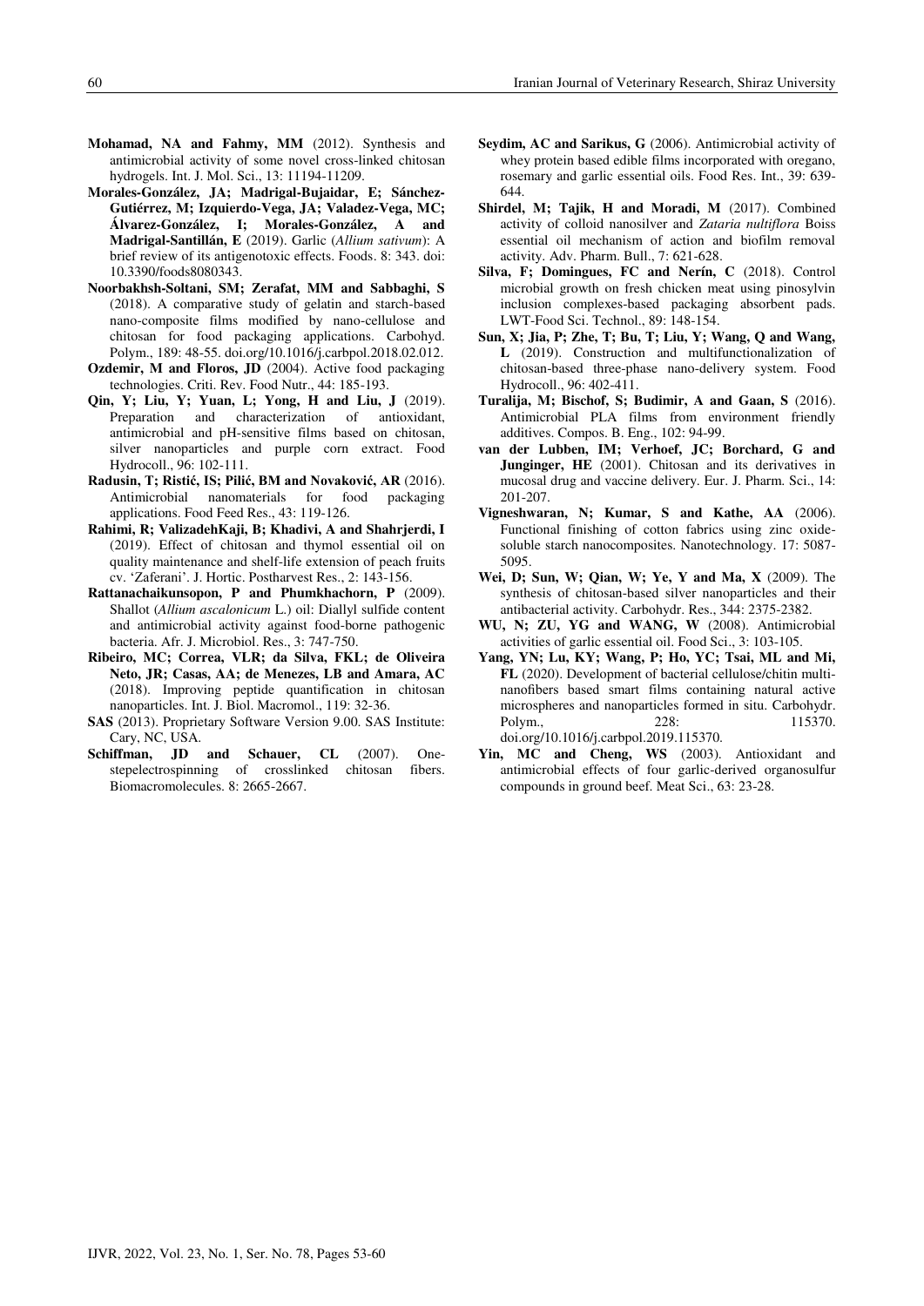**Mohamad, NA and Fahmy, MM** (2012). Synthesis and antimicrobial activity of some novel cross-linked chitosan hydrogels. Int. J. Mol. Sci., 13: 11194-11209.

**Morales-González, JA; Madrigal-Bujaidar, E; Sánchez-Gutiérrez, M; Izquierdo-Vega, JA; Valadez-Vega, MC; Álvarez-González, I; Morales-González, A and Madrigal-Santillán, E** (2019). Garlic (*Allium sativum*): A brief review of its antigenotoxic effects. Foods. 8: 343. doi: 10.3390/foods8080343.

**Noorbakhsh-Soltani, SM; Zerafat, MM and Sabbaghi, S** (2018). A comparative study of gelatin and starch-based nano-composite films modified by nano-cellulose and chitosan for food packaging applications. Carbohyd. Polym., 189: 48-55. doi.org/10.1016/j.carbpol.2018.02.012.

**Ozdemir, M and Floros, JD** (2004). Active food packaging technologies. Criti. Rev. Food Nutr., 44: 185-193.

**Qin, Y; Liu, Y; Yuan, L; Yong, H and Liu, J** (2019). Preparation and characterization of antioxidant, antimicrobial and pH-sensitive films based on chitosan, silver nanoparticles and purple corn extract. Food Hydrocoll., 96: 102-111.

**Radusin, T; Ristić, IS; Pilić, BM and Novaković, AR** (2016). Antimicrobial nanomaterials for food packaging applications. Food Feed Res., 43: 119-126.

**Rahimi, R; ValizadehKaji, B; Khadivi, A and Shahrjerdi, I** (2019). Effect of chitosan and thymol essential oil on quality maintenance and shelf-life extension of peach fruits cv. 'Zaferani'. J. Hortic. Postharvest Res., 2: 143-156.

**Rattanachaikunsopon, P and Phumkhachorn, P** (2009). Shallot (*Allium ascalonicum* L.) oil: Diallyl sulfide content and antimicrobial activity against food-borne pathogenic bacteria. Afr. J. Microbiol. Res., 3: 747-750.

**Ribeiro, MC; Correa, VLR; da Silva, FKL; de Oliveira Neto, JR; Casas, AA; de Menezes, LB and Amara, AC** (2018). Improving peptide quantification in chitosan nanoparticles. Int. J. Biol. Macromol., 119: 32-36.

**SAS** (2013). Proprietary Software Version 9.00. SAS Institute: Cary, NC, USA.

**Schiffman, JD and Schauer, CL** (2007). One-stepelectrospinning of crosslinked chitosan fibers. Biomacromolecules. 8: 2665-2667.

**Seydim, AC and Sarikus, G** (2006). Antimicrobial activity of whey protein based edible films incorporated with oregano, rosemary and garlic essential oils. Food Res. Int., 39: 639-644.

**Shirdel, M; Tajik, H and Moradi, M** (2017). Combined activity of colloid nanosilver and *Zataria nultiflora* Boiss essential oil mechanism of action and biofilm removal activity. Adv. Pharm. Bull., 7: 621-628.

**Silva, F; Domingues, FC and Nerín, C** (2018). Control microbial growth on fresh chicken meat using pinosylvin inclusion complexes-based packaging absorbent pads. LWT-Food Sci. Technol., 89: 148-154.

**Sun, X; Jia, P; Zhe, T; Bu, T; Liu, Y; Wang, Q and Wang, L** (2019). Construction and multifunctionalization of chitosan-based three-phase nano-delivery system. Food Hydrocoll., 96: 402-411.

**Turalija, M; Bischof, S; Budimir, A and Gaan, S** (2016). Antimicrobial PLA films from environment friendly additives. Compos. B. Eng., 102: 94-99.

**van der Lubben, IM; Verhoef, JC; Borchard, G and Junginger, HE** (2001). Chitosan and its derivatives in mucosal drug and vaccine delivery. Eur. J. Pharm. Sci., 14: 201-207.

**Vigneshwaran, N; Kumar, S and Kathe, AA** (2006). Functional finishing of cotton fabrics using zinc oxide-soluble starch nanocomposites. Nanotechnology. 17: 5087-5095.

**Wei, D; Sun, W; Qian, W; Ye, Y and Ma, X** (2009). The synthesis of chitosan-based silver nanoparticles and their antibacterial activity. Carbohydr. Res., 344: 2375-2382.

**WU, N; ZU, YG and WANG, W** (2008). Antimicrobial activities of garlic essential oil. Food Sci., 3: 103-105.

**Yang, YN; Lu, KY; Wang, P; Ho, YC; Tsai, ML and Mi, FL** (2020). Development of bacterial cellulose/chitin multi-nanofibers based smart films containing natural active microspheres and nanoparticles formed in situ. Carbohydr. Polym., 228: 115370. doi.org/10.1016/j.carbpol.2019.115370.

**Yin, MC and Cheng, WS** (2003). Antioxidant and antimicrobial effects of four garlic-derived organosulfur compounds in ground beef. Meat Sci., 63: 23-28.